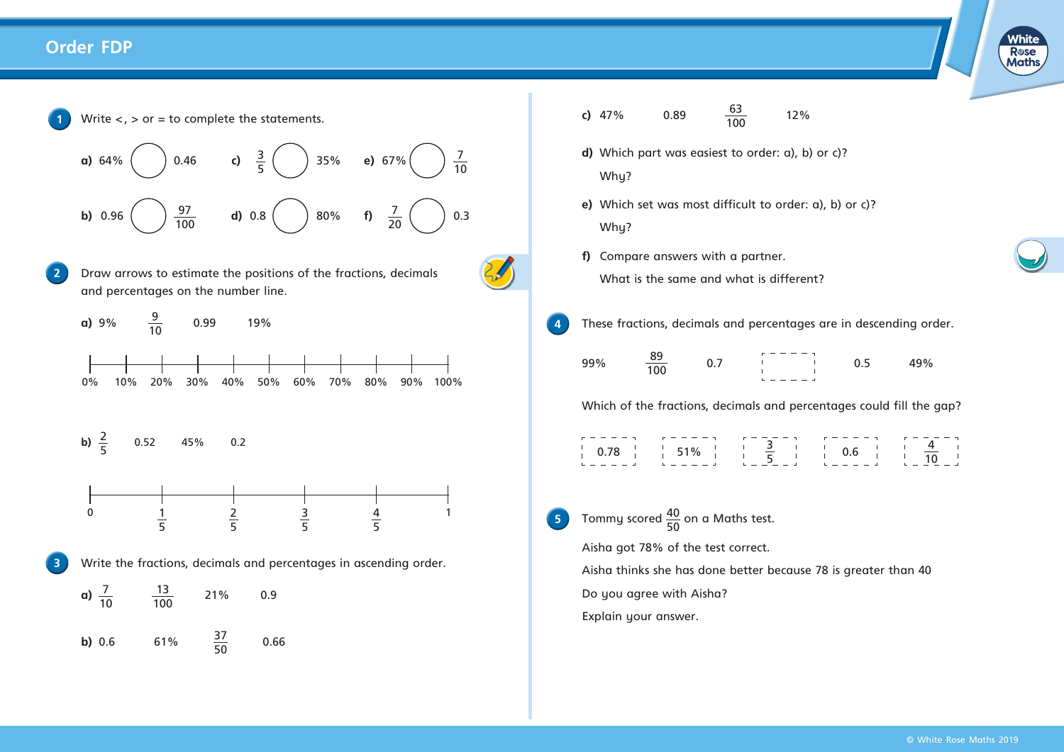# Order FDP

**1** Write <, > or = to complete the statements.

**a)** 64% ◯ 0.46

**b)** 0.96 ◯ $\frac{97}{100}$

**c)** $\frac{3}{5}$ ◯ 35%

**d)** 0.8 ◯ 80%

**e)** 67% ◯ $\frac{7}{10}$

**f)** $\frac{7}{20}$ ◯ 0.3

**2** Draw arrows to estimate the positions of the fractions, decimals and percentages on the number line.

**a)** 9% $\quad \frac{9}{10} \quad$ 0.99 $\quad$ 19%

0% 10% 20% 30% 40% 50% 60% 70% 80% 90% 100%

**b)** $\frac{2}{5}$ $\quad$ 0.52 $\quad$ 45% $\quad$ 0.2

0 $\quad \frac{1}{5} \quad \frac{2}{5} \quad \frac{3}{5} \quad \frac{4}{5} \quad$ 1

**3** Write the fractions, decimals and percentages in ascending order.

**a)** $\frac{7}{10}$ $\quad \frac{13}{100} \quad$ 21% $\quad$ 0.9

**b)** 0.6 $\quad$ 61% $\quad \frac{37}{50} \quad$ 0.66

**c)** 47% $\quad$ 0.89 $\quad \frac{63}{100} \quad$ 12%

**d)** Which part was easiest to order: a), b) or c)?

Why?

**e)** Which set was most difficult to order: a), b) or c)?

Why?

**f)** Compare answers with a partner.

What is the same and what is different?

**4** These fractions, decimals and percentages are in descending order.

99% $\quad \frac{89}{100} \quad$ 0.7 $\quad$ [ ] $\quad$ 0.5 $\quad$ 49%

Which of the fractions, decimals and percentages could fill the gap?

[ 0.78 ] $\quad$ [ 51% ] $\quad$ [ $\frac{3}{5}$ ] $\quad$ [ 0.6 ] $\quad$ [ $\frac{4}{10}$ ]

**5** Tommy scored $\frac{40}{50}$ on a Maths test.

Aisha got 78% of the test correct.

Aisha thinks she has done better because 78 is greater than 40

Do you agree with Aisha?

Explain your answer.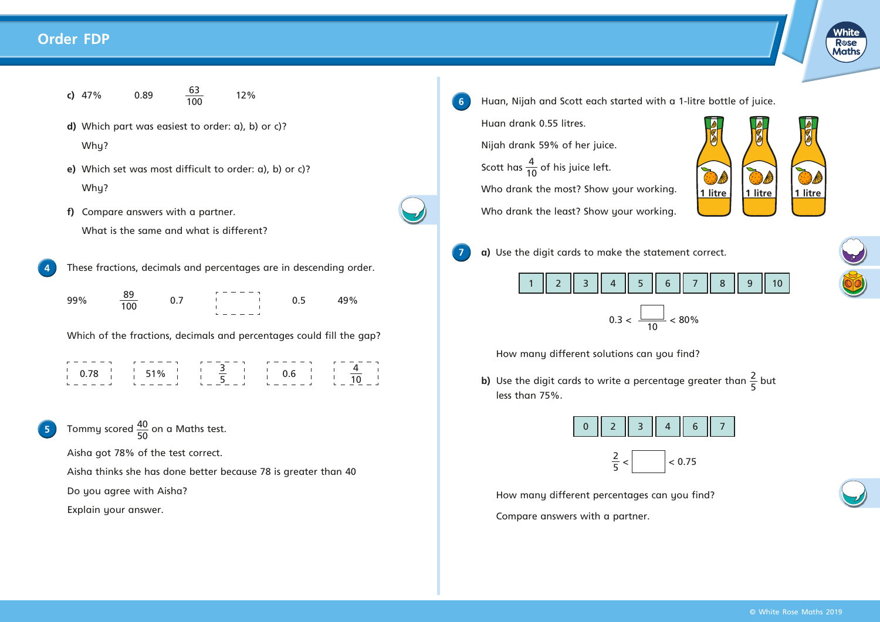# Order FDP

c) 47% 0.89 $\frac{63}{100}$ 12%

d) Which part was easiest to order: a), b) or c)?

Why?

e) Which set was most difficult to order: a), b) or c)?

Why?

f) Compare answers with a partner.

What is the same and what is different?

**4** These fractions, decimals and percentages are in descending order.

99% $\frac{89}{100}$ 0.7 ☐ 0.5 49%

Which of the fractions, decimals and percentages could fill the gap?

0.78 51% $\frac{3}{5}$ 0.6 $\frac{4}{10}$

**5** Tommy scored $\frac{40}{50}$ on a Maths test.

Aisha got 78% of the test correct.

Aisha thinks she has done better because 78 is greater than 40

Do you agree with Aisha?

Explain your answer.

**6** Huan, Nijah and Scott each started with a 1-litre bottle of juice.

Huan drank 0.55 litres.

Nijah drank 59% of her juice.

Scott has $\frac{4}{10}$ of his juice left.

Who drank the most? Show your working.

Who drank the least? Show your working.

1 litre 1 litre 1 litre

**7** a) Use the digit cards to make the statement correct.

1 2 3 4 5 6 7 8 9 10

$$0.3 < \frac{\square}{10} < 80\%$$

How many different solutions can you find?

b) Use the digit cards to write a percentage greater than $\frac{2}{5}$ but less than 75%.

0 2 3 4 6 7

$$\frac{2}{5} < \square < 0.75$$

How many different percentages can you find?

Compare answers with a partner.